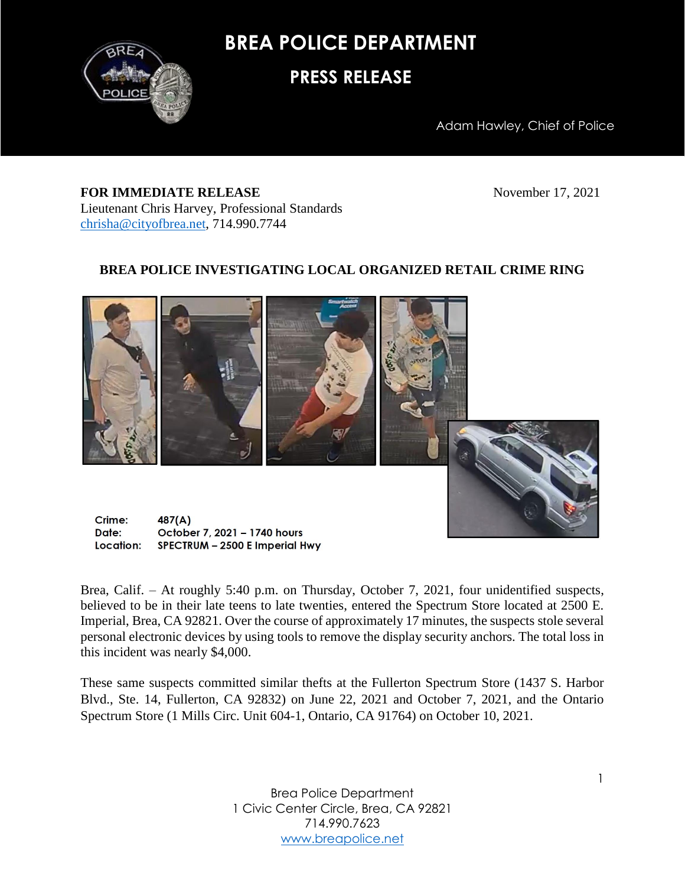# BREA POLICE DEPARTMENT

## PRESS RELEASE

Adam Hawley, Chief of Police

**FOR IMMEDIATE RELEASE** November 17, 2021
Lieutenant Chris Harvey, Professional Standards
chrisha@cityofbrea.net, 714.990.7744

**BREA POLICE INVESTIGATING LOCAL ORGANIZED RETAIL CRIME RING**

**Crime:** 487(A)
**Date:** October 7, 2021 – 1740 hours
**Location:** SPECTRUM – 2500 E Imperial Hwy

Brea, Calif. – At roughly 5:40 p.m. on Thursday, October 7, 2021, four unidentified suspects, believed to be in their late teens to late twenties, entered the Spectrum Store located at 2500 E. Imperial, Brea, CA 92821. Over the course of approximately 17 minutes, the suspects stole several personal electronic devices by using tools to remove the display security anchors. The total loss in this incident was nearly $4,000.

These same suspects committed similar thefts at the Fullerton Spectrum Store (1437 S. Harbor Blvd., Ste. 14, Fullerton, CA 92832) on June 22, 2021 and October 7, 2021, and the Ontario Spectrum Store (1 Mills Circ. Unit 604-1, Ontario, CA 91764) on October 10, 2021.

Brea Police Department
1 Civic Center Circle, Brea, CA 92821
714.990.7623
www.breapolice.net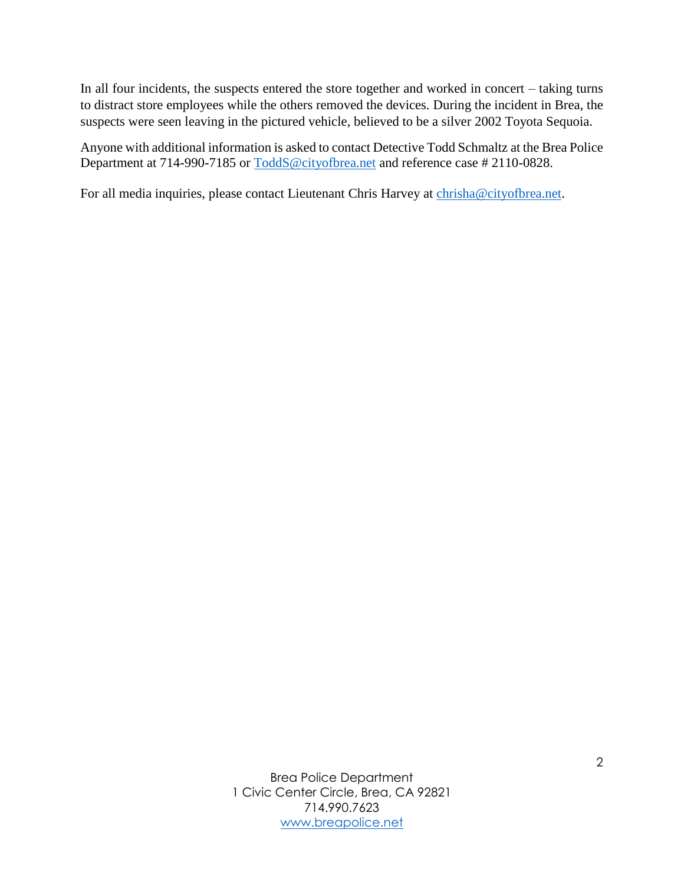In all four incidents, the suspects entered the store together and worked in concert – taking turns to distract store employees while the others removed the devices. During the incident in Brea, the suspects were seen leaving in the pictured vehicle, believed to be a silver 2002 Toyota Sequoia.

Anyone with additional information is asked to contact Detective Todd Schmaltz at the Brea Police Department at 714-990-7185 or [ToddS@cityofbrea.net](mailto:ToddS@cityofbrea.net) and reference case # 2110-0828.

For all media inquiries, please contact Lieutenant Chris Harvey at [chrisha@cityofbrea.net](mailto:chrisha@cityofbrea.net).